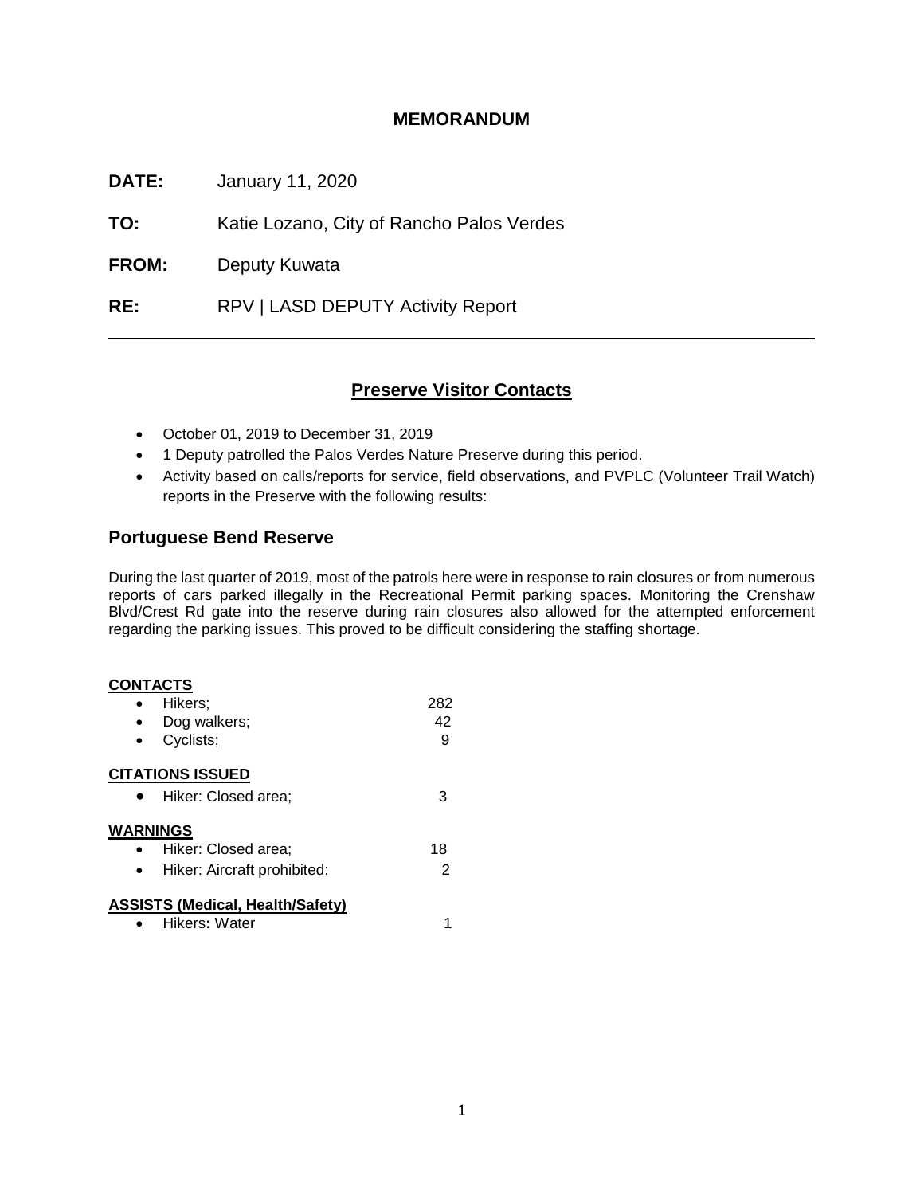# MEMORANDUM

**DATE:** January 11, 2020

**TO:** Katie Lozano, City of Rancho Palos Verdes

**FROM:** Deputy Kuwata

**RE:** RPV | LASD DEPUTY Activity Report

---

## Preserve Visitor Contacts

- October 01, 2019 to December 31, 2019
- 1 Deputy patrolled the Palos Verdes Nature Preserve during this period.
- Activity based on calls/reports for service, field observations, and PVPLC (Volunteer Trail Watch) reports in the Preserve with the following results:

## Portuguese Bend Reserve

During the last quarter of 2019, most of the patrols here were in response to rain closures or from numerous reports of cars parked illegally in the Recreational Permit parking spaces. Monitoring the Crenshaw Blvd/Crest Rd gate into the reserve during rain closures also allowed for the attempted enforcement regarding the parking issues. This proved to be difficult considering the staffing shortage.

**CONTACTS**

- Hikers; 282
- Dog walkers; 42
- Cyclists; 9

**CITATIONS ISSUED**

- Hiker: Closed area; 3

**WARNINGS**

- Hiker: Closed area; 18
- Hiker: Aircraft prohibited: 2

**ASSISTS (Medical, Health/Safety)**

- Hikers**:** Water 1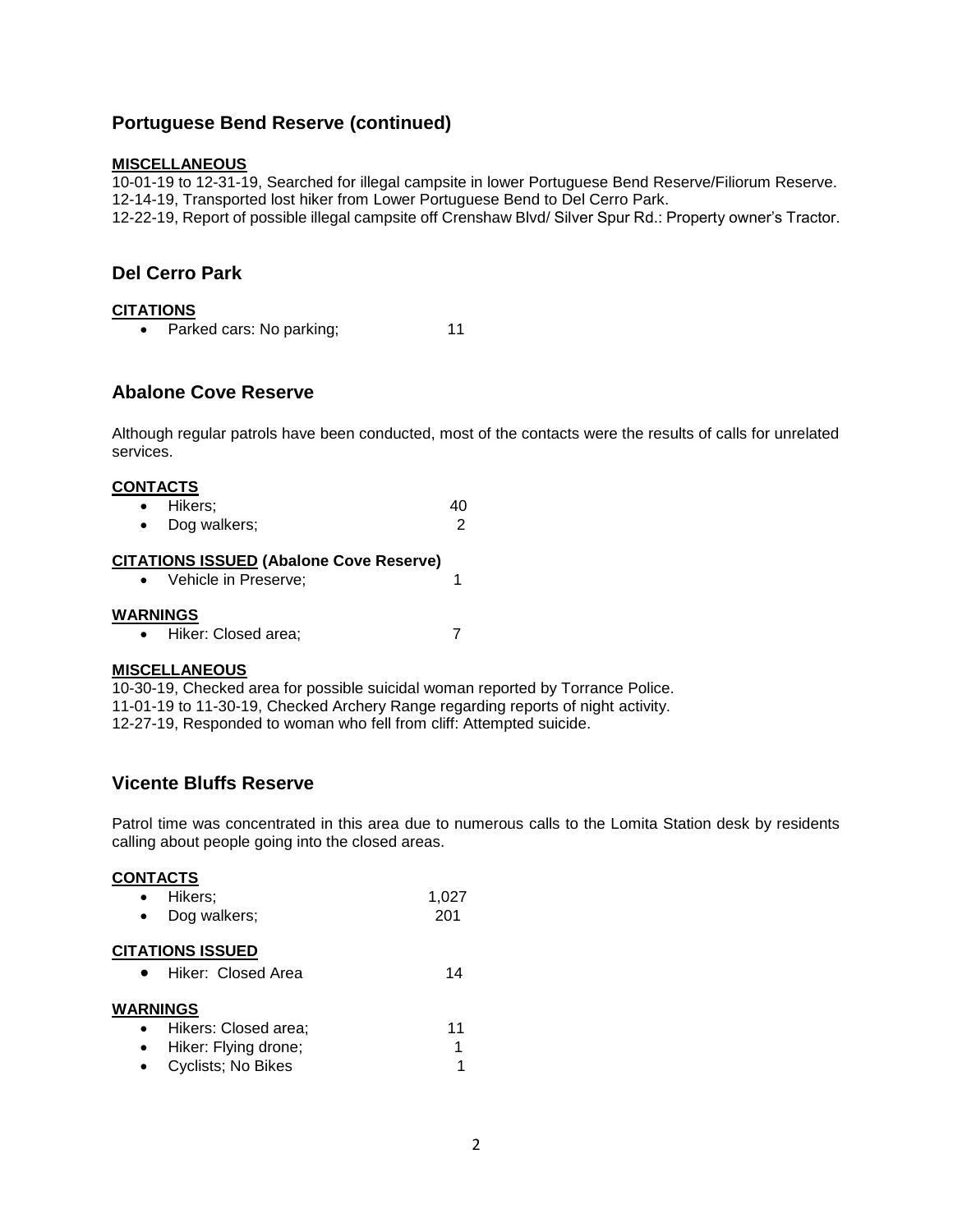## Portuguese Bend Reserve (continued)

**MISCELLANEOUS**

10-01-19 to 12-31-19, Searched for illegal campsite in lower Portuguese Bend Reserve/Filiorum Reserve.
12-14-19, Transported lost hiker from Lower Portuguese Bend to Del Cerro Park.
12-22-19, Report of possible illegal campsite off Crenshaw Blvd/ Silver Spur Rd.: Property owner's Tractor.

## Del Cerro Park

**CITATIONS**

- Parked cars: No parking; 11

## Abalone Cove Reserve

Although regular patrols have been conducted, most of the contacts were the results of calls for unrelated services.

**CONTACTS**

- Hikers; 40
- Dog walkers; 2

**CITATIONS ISSUED (Abalone Cove Reserve)**

- Vehicle in Preserve; 1

**WARNINGS**

- Hiker: Closed area; 7

**MISCELLANEOUS**

10-30-19, Checked area for possible suicidal woman reported by Torrance Police.
11-01-19 to 11-30-19, Checked Archery Range regarding reports of night activity.
12-27-19, Responded to woman who fell from cliff: Attempted suicide.

## Vicente Bluffs Reserve

Patrol time was concentrated in this area due to numerous calls to the Lomita Station desk by residents calling about people going into the closed areas.

**CONTACTS**

- Hikers; 1,027
- Dog walkers; 201

**CITATIONS ISSUED**

- Hiker: Closed Area 14

**WARNINGS**

- Hikers: Closed area; 11
- Hiker: Flying drone; 1
- Cyclists; No Bikes 1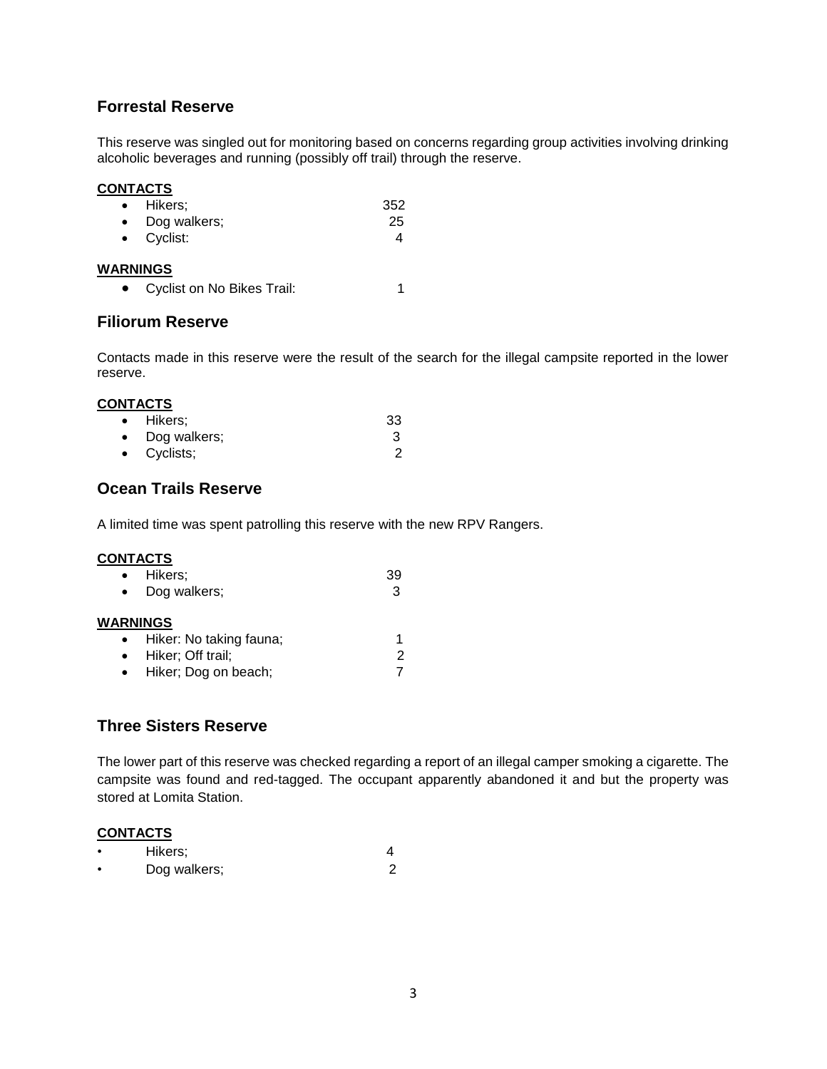## Forrestal Reserve

This reserve was singled out for monitoring based on concerns regarding group activities involving drinking alcoholic beverages and running (possibly off trail) through the reserve.

**CONTACTS**

- Hikers; 352
- Dog walkers; 25
- Cyclist: 4

**WARNINGS**

- Cyclist on No Bikes Trail: 1

## Filiorum Reserve

Contacts made in this reserve were the result of the search for the illegal campsite reported in the lower reserve.

**CONTACTS**

- Hikers; 33
- Dog walkers; 3
- Cyclists; 2

## Ocean Trails Reserve

A limited time was spent patrolling this reserve with the new RPV Rangers.

**CONTACTS**

- Hikers; 39
- Dog walkers; 3

**WARNINGS**

- Hiker: No taking fauna; 1
- Hiker; Off trail; 2
- Hiker; Dog on beach; 7

## Three Sisters Reserve

The lower part of this reserve was checked regarding a report of an illegal camper smoking a cigarette. The campsite was found and red-tagged. The occupant apparently abandoned it and but the property was stored at Lomita Station.

**CONTACTS**

- Hikers; 4
- Dog walkers; 2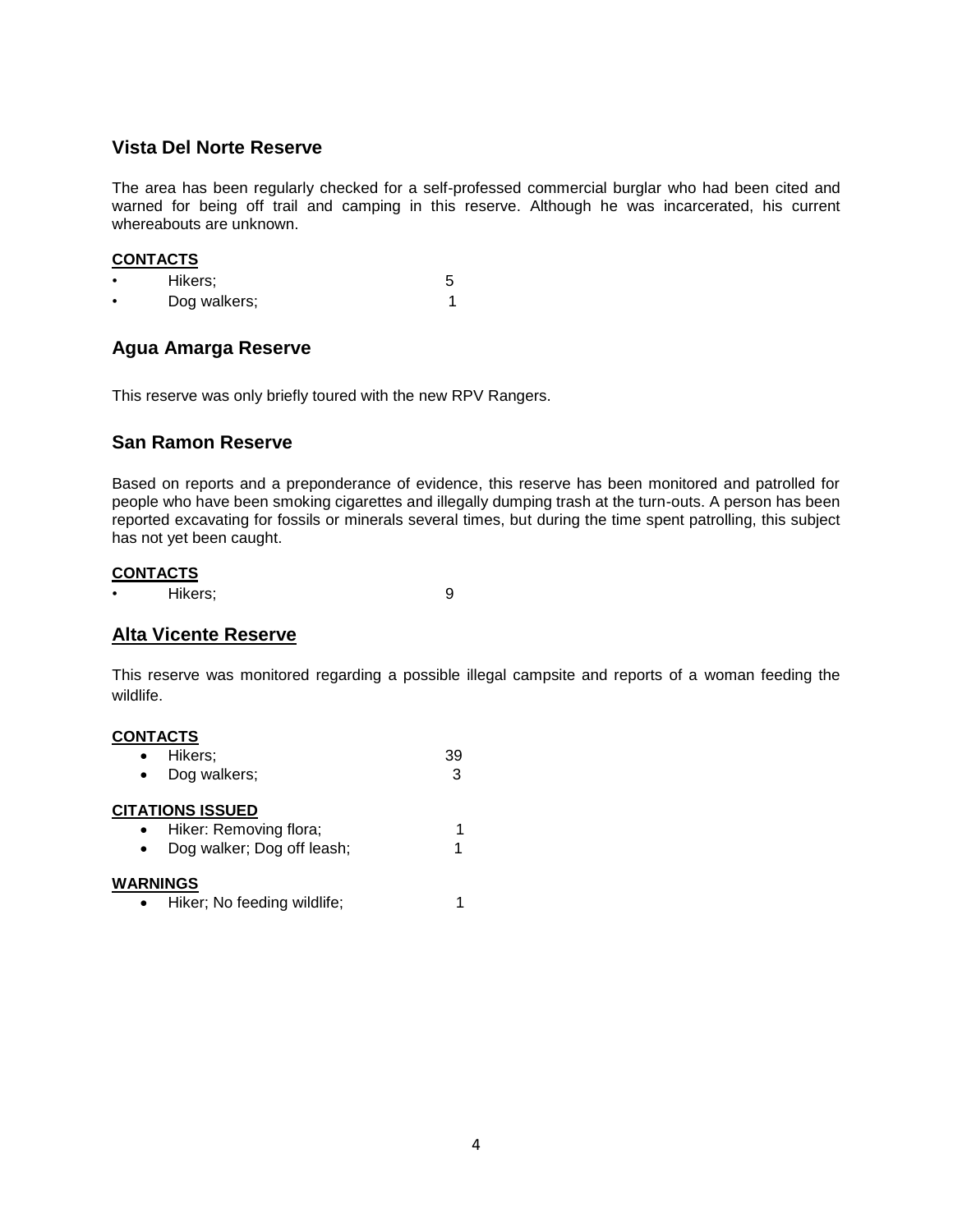## Vista Del Norte Reserve

The area has been regularly checked for a self-professed commercial burglar who had been cited and warned for being off trail and camping in this reserve. Although he was incarcerated, his current whereabouts are unknown.

**CONTACTS**

- Hikers; 5
- Dog walkers; 1

## Agua Amarga Reserve

This reserve was only briefly toured with the new RPV Rangers.

## San Ramon Reserve

Based on reports and a preponderance of evidence, this reserve has been monitored and patrolled for people who have been smoking cigarettes and illegally dumping trash at the turn-outs. A person has been reported excavating for fossils or minerals several times, but during the time spent patrolling, this subject has not yet been caught.

**CONTACTS**

- Hikers; 9

## Alta Vicente Reserve

This reserve was monitored regarding a possible illegal campsite and reports of a woman feeding the wildlife.

**CONTACTS**

- Hikers; 39
- Dog walkers; 3

**CITATIONS ISSUED**

- Hiker: Removing flora; 1
- Dog walker; Dog off leash; 1

**WARNINGS**

- Hiker; No feeding wildlife; 1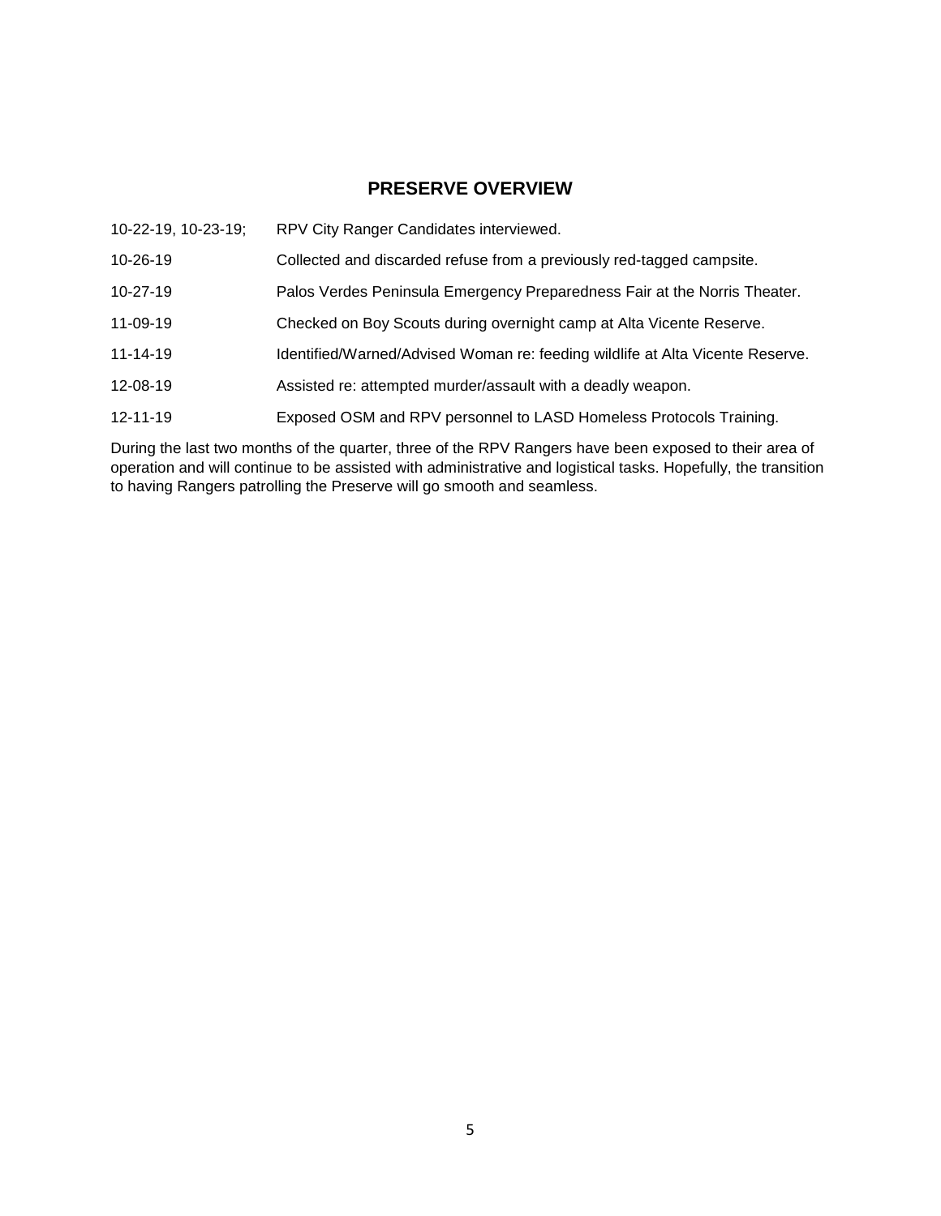## PRESERVE OVERVIEW

| | |
|---|---|
| 10-22-19, 10-23-19; | RPV City Ranger Candidates interviewed. |
| 10-26-19 | Collected and discarded refuse from a previously red-tagged campsite. |
| 10-27-19 | Palos Verdes Peninsula Emergency Preparedness Fair at the Norris Theater. |
| 11-09-19 | Checked on Boy Scouts during overnight camp at Alta Vicente Reserve. |
| 11-14-19 | Identified/Warned/Advised Woman re: feeding wildlife at Alta Vicente Reserve. |
| 12-08-19 | Assisted re: attempted murder/assault with a deadly weapon. |
| 12-11-19 | Exposed OSM and RPV personnel to LASD Homeless Protocols Training. |

During the last two months of the quarter, three of the RPV Rangers have been exposed to their area of operation and will continue to be assisted with administrative and logistical tasks. Hopefully, the transition to having Rangers patrolling the Preserve will go smooth and seamless.